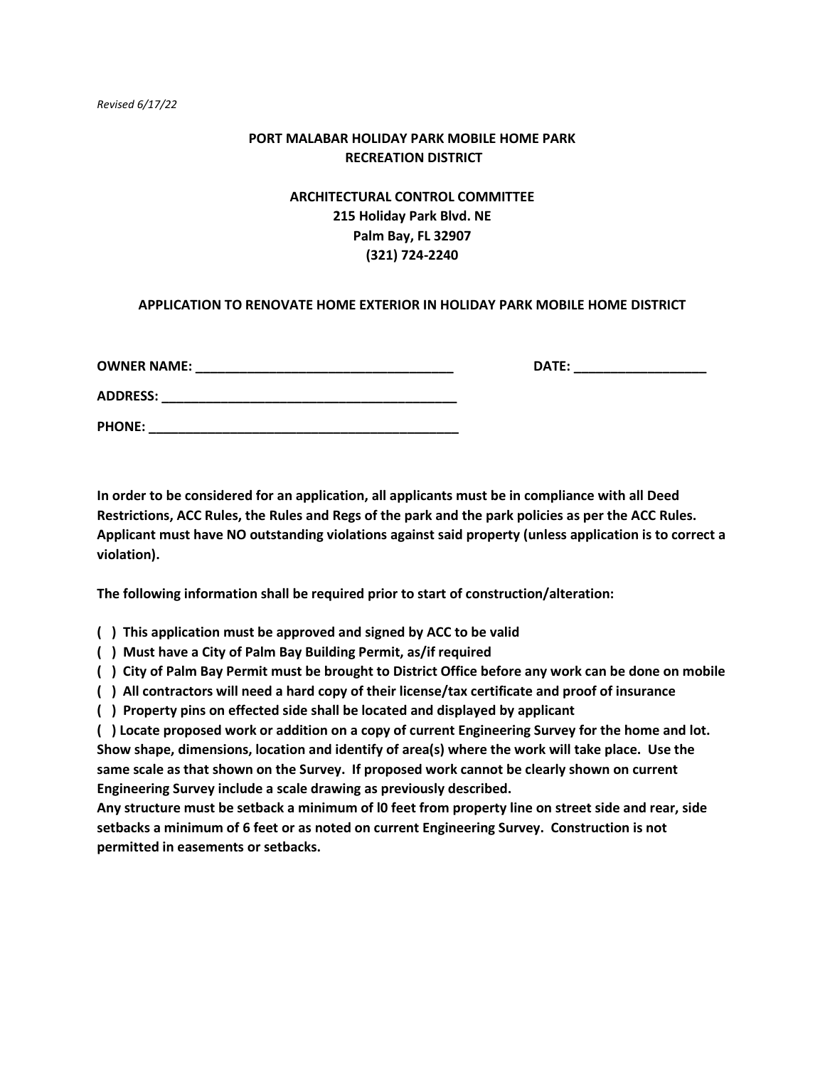*Revised 6/17/22*

**PORT MALABAR HOLIDAY PARK MOBILE HOME PARK**
**RECREATION DISTRICT**

**ARCHITECTURAL CONTROL COMMITTEE**
**215 Holiday Park Blvd. NE**
**Palm Bay, FL 32907**
**(321) 724-2240**

**APPLICATION TO RENOVATE HOME EXTERIOR IN HOLIDAY PARK MOBILE HOME DISTRICT**

**OWNER NAME: ___________________________________ DATE: _________________**

**ADDRESS: ________________________________________**

**PHONE: ___________________________________________**

**In order to be considered for an application, all applicants must be in compliance with all Deed Restrictions, ACC Rules, the Rules and Regs of the park and the park policies as per the ACC Rules. Applicant must have NO outstanding violations against said property (unless application is to correct a violation).**

**The following information shall be required prior to start of construction/alteration:**

**( ) This application must be approved and signed by ACC to be valid**
**( ) Must have a City of Palm Bay Building Permit, as/if required**
**( ) City of Palm Bay Permit must be brought to District Office before any work can be done on mobile**
**( ) All contractors will need a hard copy of their license/tax certificate and proof of insurance**
**( ) Property pins on effected side shall be located and displayed by applicant**
**( ) Locate proposed work or addition on a copy of current Engineering Survey for the home and lot. Show shape, dimensions, location and identify of area(s) where the work will take place. Use the same scale as that shown on the Survey. If proposed work cannot be clearly shown on current Engineering Survey include a scale drawing as previously described.**
**Any structure must be setback a minimum of l0 feet from property line on street side and rear, side setbacks a minimum of 6 feet or as noted on current Engineering Survey. Construction is not permitted in easements or setbacks.**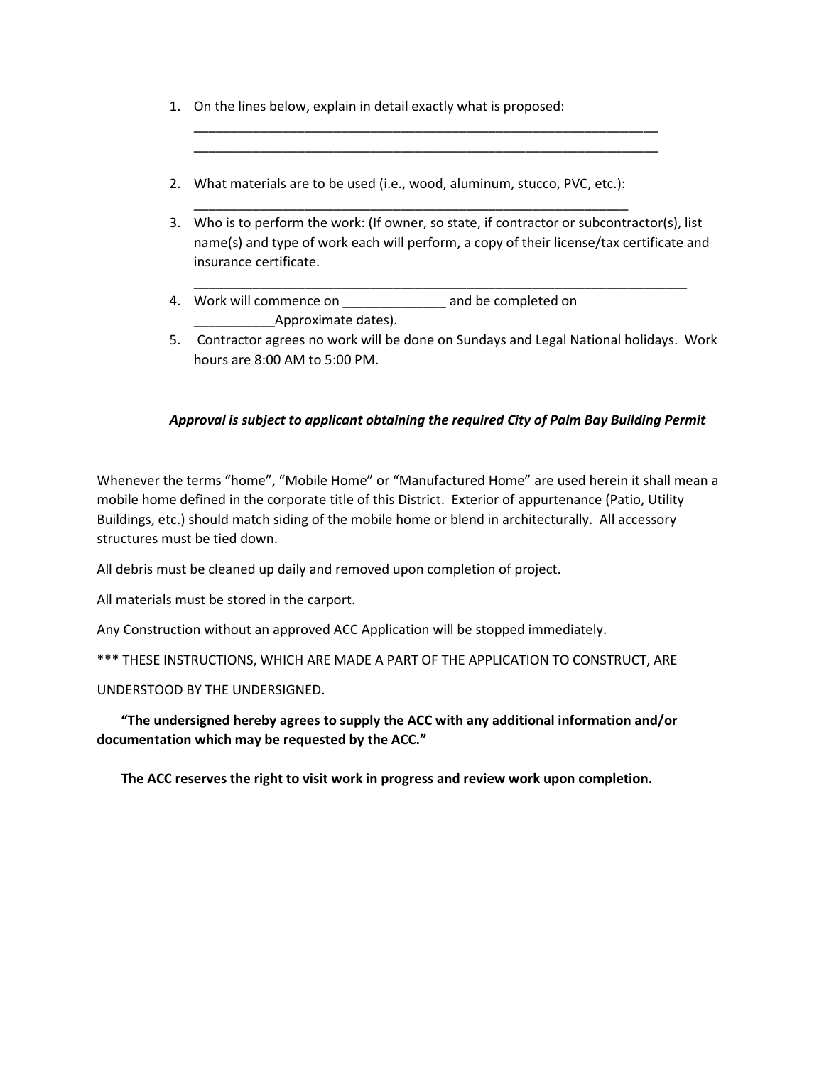1. On the lines below, explain in detail exactly what is proposed:
   ____________________________________________________________________
   ____________________________________________________________________

2. What materials are to be used (i.e., wood, aluminum, stucco, PVC, etc.):
   _______________________________________________________________
3. Who is to perform the work: (If owner, so state, if contractor or subcontractor(s), list name(s) and type of work each will perform, a copy of their license/tax certificate and insurance certificate.
   ________________________________________________________________________
4. Work will commence on ______________ and be completed on ___________Approximate dates).
5. Contractor agrees no work will be done on Sundays and Legal National holidays. Work hours are 8:00 AM to 5:00 PM.

***Approval is subject to applicant obtaining the required City of Palm Bay Building Permit***

Whenever the terms "home", "Mobile Home" or "Manufactured Home" are used herein it shall mean a mobile home defined in the corporate title of this District. Exterior of appurtenance (Patio, Utility Buildings, etc.) should match siding of the mobile home or blend in architecturally. All accessory structures must be tied down.

All debris must be cleaned up daily and removed upon completion of project.

All materials must be stored in the carport.

Any Construction without an approved ACC Application will be stopped immediately.

*** THESE INSTRUCTIONS, WHICH ARE MADE A PART OF THE APPLICATION TO CONSTRUCT, ARE UNDERSTOOD BY THE UNDERSIGNED.

**"The undersigned hereby agrees to supply the ACC with any additional information and/or documentation which may be requested by the ACC."**

**The ACC reserves the right to visit work in progress and review work upon completion.**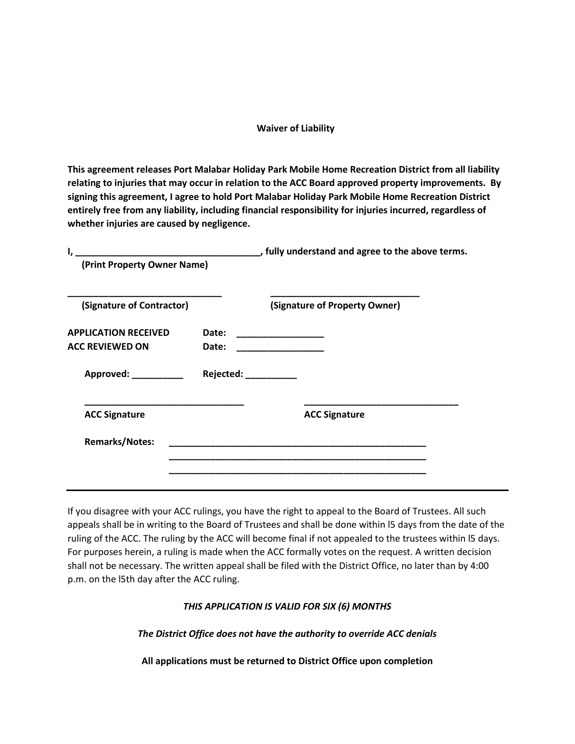**Waiver of Liability**

**This agreement releases Port Malabar Holiday Park Mobile Home Recreation District from all liability relating to injuries that may occur in relation to the ACC Board approved property improvements. By signing this agreement, I agree to hold Port Malabar Holiday Park Mobile Home Recreation District entirely free from any liability, including financial responsibility for injuries incurred, regardless of whether injuries are caused by negligence.**

**I, ___________________________________, fully understand and agree to the above terms.**
**(Print Property Owner Name)**

**______________________________ ______________________________**
**(Signature of Contractor) (Signature of Property Owner)**

**APPLICATION RECEIVED Date: _________________**
**ACC REVIEWED ON Date: _________________**

**Approved: __________ Rejected: __________**

**______________________________ ______________________________**
**ACC Signature ACC Signature**

**Remarks/Notes: _____________________________________________________**
**_____________________________________________________**
**_____________________________________________________**

---

If you disagree with your ACC rulings, you have the right to appeal to the Board of Trustees. All such appeals shall be in writing to the Board of Trustees and shall be done within l5 days from the date of the ruling of the ACC. The ruling by the ACC will become final if not appealed to the trustees within l5 days. For purposes herein, a ruling is made when the ACC formally votes on the request. A written decision shall not be necessary. The written appeal shall be filed with the District Office, no later than by 4:00 p.m. on the l5th day after the ACC ruling.

***THIS APPLICATION IS VALID FOR SIX (6) MONTHS***

***The District Office does not have the authority to override ACC denials***

**All applications must be returned to District Office upon completion**